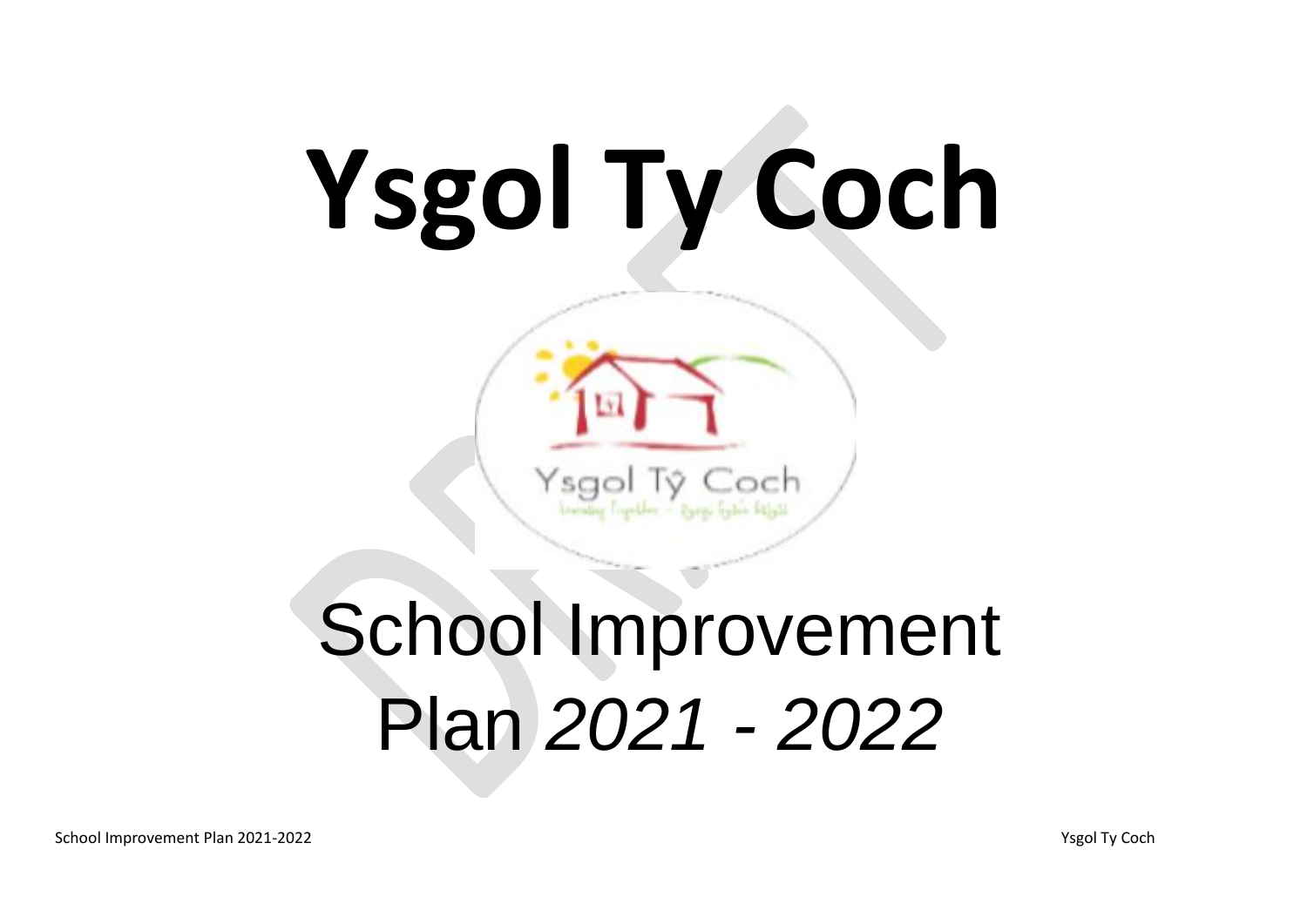# Ysgol Ty Coch

School Improvement Plan *2021 - 2022*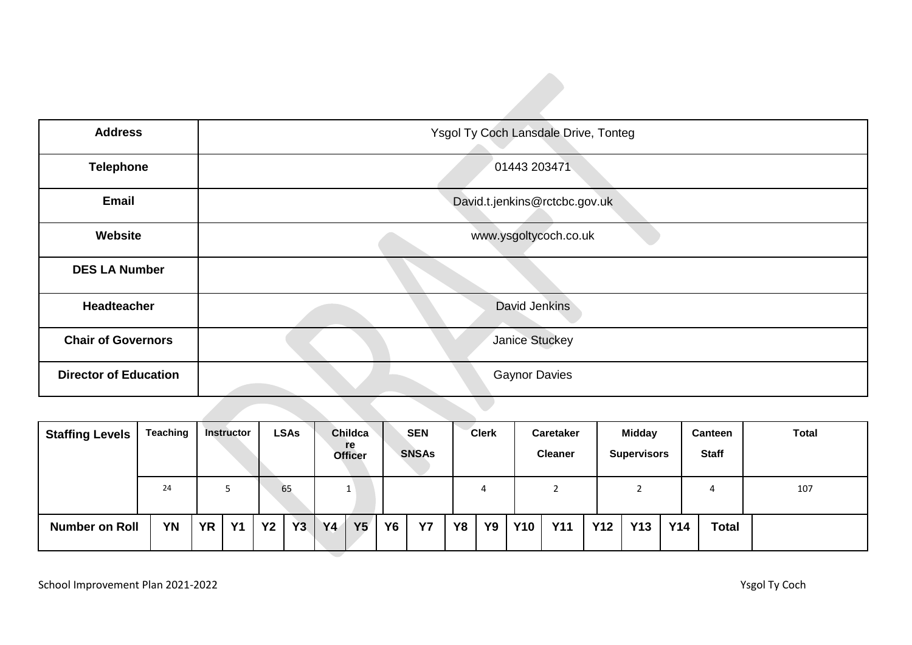| Address | Ysgol Ty Coch Lansdale Drive, Tonteg |
|---|---|
| Telephone | 01443 203471 |
| Email | David.t.jenkins@rctcbc.gov.uk |
| Website | www.ysgoltycoch.co.uk |
| DES LA Number | |
| Headteacher | David Jenkins |
| Chair of Governors | Janice Stuckey |
| Director of Education | Gaynor Davies |

| Staffing Levels | Teaching | Instructor | LSAs | Childcare Officer | SEN SNSAs | Clerk | Caretaker Cleaner | Midday Supervisors | Canteen Staff | Total |
|---|---|---|---|---|---|---|---|---|---|---|
| | 24 | 5 | 65 | 1 | | 4 | 2 | 2 | 4 | 107 |

| Number on Roll | YN | YR | Y1 | Y2 | Y3 | Y4 | Y5 | Y6 | Y7 | Y8 | Y9 | Y10 | Y11 | Y12 | Y13 | Y14 | Total | |
|---|---|---|---|---|---|---|---|---|---|---|---|---|---|---|---|---|---|---|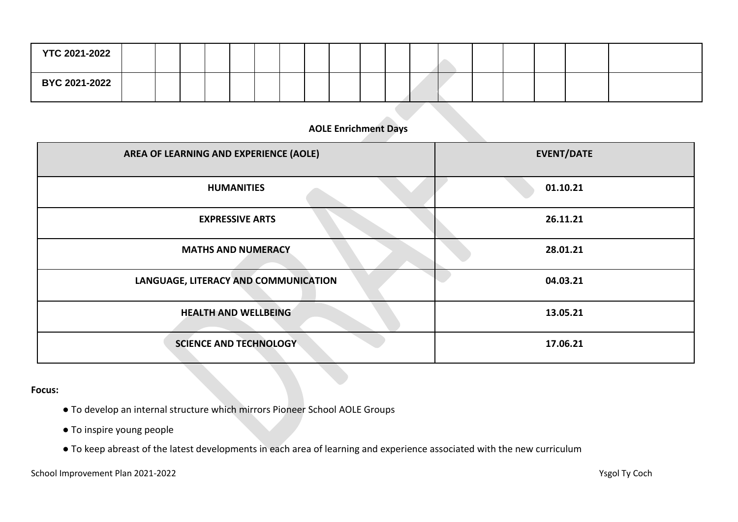| YTC 2021-2022 | | | | | | | | | | | | | | | | | |
|---|---|---|---|---|---|---|---|---|---|---|---|---|---|---|---|---|---|
| BYC 2021-2022 | | | | | | | | | | | | | | | | | |

**AOLE Enrichment Days**

| AREA OF LEARNING AND EXPERIENCE (AOLE) | EVENT/DATE |
|---|---|
| HUMANITIES | 01.10.21 |
| EXPRESSIVE ARTS | 26.11.21 |
| MATHS AND NUMERACY | 28.01.21 |
| LANGUAGE, LITERACY AND COMMUNICATION | 04.03.21 |
| HEALTH AND WELLBEING | 13.05.21 |
| SCIENCE AND TECHNOLOGY | 17.06.21 |

**Focus:**

- To develop an internal structure which mirrors Pioneer School AOLE Groups
- To inspire young people
- To keep abreast of the latest developments in each area of learning and experience associated with the new curriculum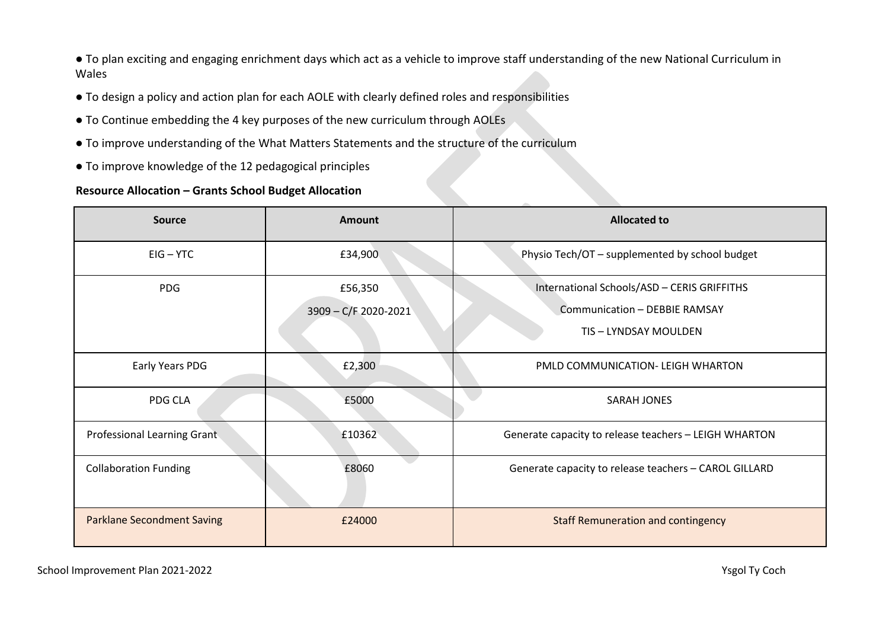- To plan exciting and engaging enrichment days which act as a vehicle to improve staff understanding of the new National Curriculum in Wales
- To design a policy and action plan for each AOLE with clearly defined roles and responsibilities
- To Continue embedding the 4 key purposes of the new curriculum through AOLEs
- To improve understanding of the What Matters Statements and the structure of the curriculum
- To improve knowledge of the 12 pedagogical principles

**Resource Allocation – Grants School Budget Allocation**

| Source | Amount | Allocated to |
|---|---|---|
| EIG – YTC | £34,900 | Physio Tech/OT – supplemented by school budget |
| PDG | £56,350<br>3909 – C/F 2020-2021 | International Schools/ASD – CERIS GRIFFITHS<br>Communication – DEBBIE RAMSAY<br>TIS – LYNDSAY MOULDEN |
| Early Years PDG | £2,300 | PMLD COMMUNICATION- LEIGH WHARTON |
| PDG CLA | £5000 | SARAH JONES |
| Professional Learning Grant | £10362 | Generate capacity to release teachers – LEIGH WHARTON |
| Collaboration Funding | £8060 | Generate capacity to release teachers – CAROL GILLARD |
| Parklane Secondment Saving | £24000 | Staff Remuneration and contingency |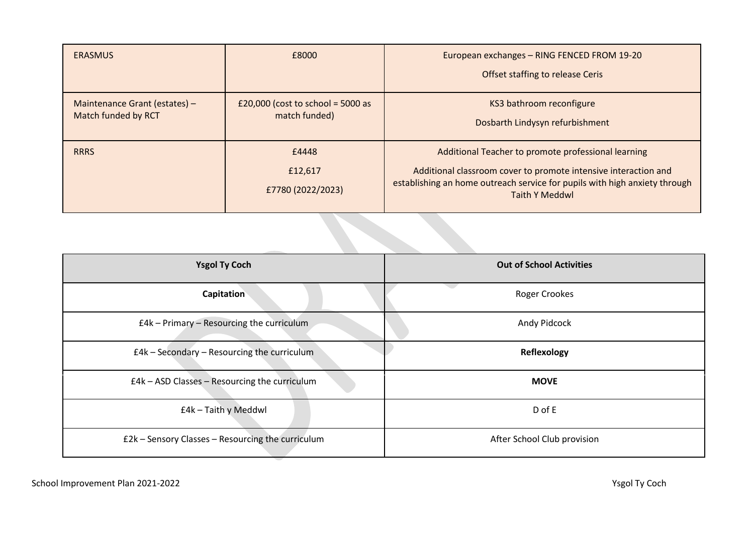| ERASMUS | £8000 | European exchanges – RING FENCED FROM 19-20<br><br>Offset staffing to release Ceris |
|---|---|---|
| Maintenance Grant (estates) – Match funded by RCT | £20,000 (cost to school = 5000 as match funded) | KS3 bathroom reconfigure<br><br>Dosbarth Lindysyn refurbishment |
| RRRS | £4448<br><br>£12,617<br><br>£7780 (2022/2023) | Additional Teacher to promote professional learning<br><br>Additional classroom cover to promote intensive interaction and establishing an home outreach service for pupils with high anxiety through Taith Y Meddwl |

| Ysgol Ty Coch | Out of School Activities |
|---|---|
| **Capitation** | Roger Crookes |
| £4k – Primary – Resourcing the curriculum | Andy Pidcock |
| £4k – Secondary – Resourcing the curriculum | **Reflexology** |
| £4k – ASD Classes – Resourcing the curriculum | **MOVE** |
| £4k – Taith y Meddwl | D of E |
| £2k – Sensory Classes – Resourcing the curriculum | After School Club provision |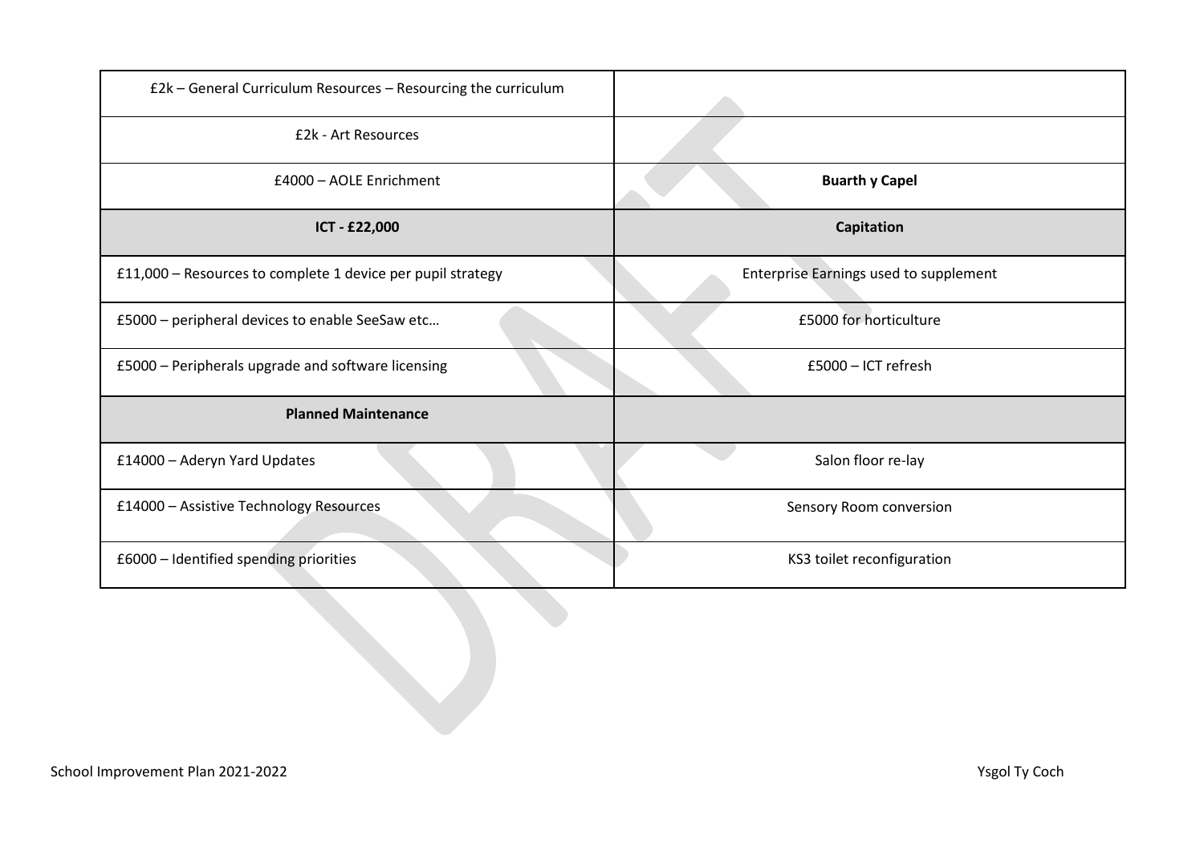| £2k – General Curriculum Resources – Resourcing the curriculum | |
|---|---|
| £2k - Art Resources | |
| £4000 – AOLE Enrichment | **Buarth y Capel** |
| **ICT - £22,000** | **Capitation** |
| £11,000 – Resources to complete 1 device per pupil strategy | Enterprise Earnings used to supplement |
| £5000 – peripheral devices to enable SeeSaw etc… | £5000 for horticulture |
| £5000 – Peripherals upgrade and software licensing | £5000 – ICT refresh |
| **Planned Maintenance** | |
| £14000 – Aderyn Yard Updates | Salon floor re-lay |
| £14000 – Assistive Technology Resources | Sensory Room conversion |
| £6000 – Identified spending priorities | KS3 toilet reconfiguration |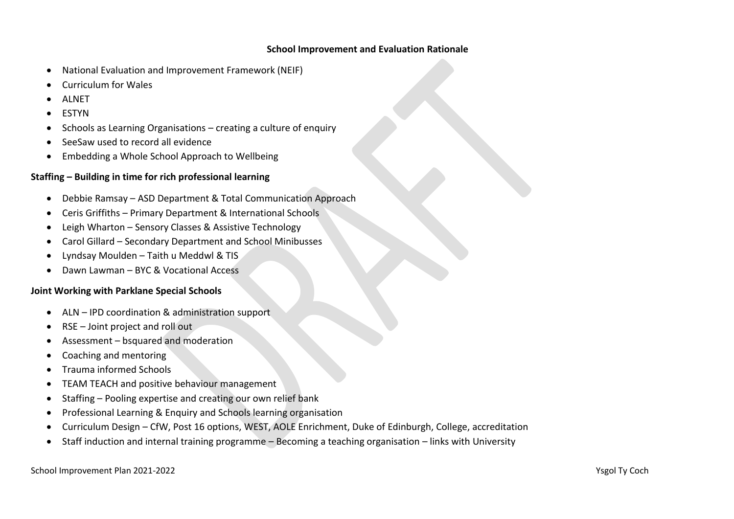## School Improvement and Evaluation Rationale

- National Evaluation and Improvement Framework (NEIF)
- Curriculum for Wales
- ALNET
- ESTYN
- Schools as Learning Organisations – creating a culture of enquiry
- SeeSaw used to record all evidence
- Embedding a Whole School Approach to Wellbeing

**Staffing – Building in time for rich professional learning**

- Debbie Ramsay – ASD Department & Total Communication Approach
- Ceris Griffiths – Primary Department & International Schools
- Leigh Wharton – Sensory Classes & Assistive Technology
- Carol Gillard – Secondary Department and School Minibusses
- Lyndsay Moulden – Taith u Meddwl & TIS
- Dawn Lawman – BYC & Vocational Access

**Joint Working with Parklane Special Schools**

- ALN – IPD coordination & administration support
- RSE – Joint project and roll out
- Assessment – bsquared and moderation
- Coaching and mentoring
- Trauma informed Schools
- TEAM TEACH and positive behaviour management
- Staffing – Pooling expertise and creating our own relief bank
- Professional Learning & Enquiry and Schools learning organisation
- Curriculum Design – CfW, Post 16 options, WEST, AOLE Enrichment, Duke of Edinburgh, College, accreditation
- Staff induction and internal training programme – Becoming a teaching organisation – links with University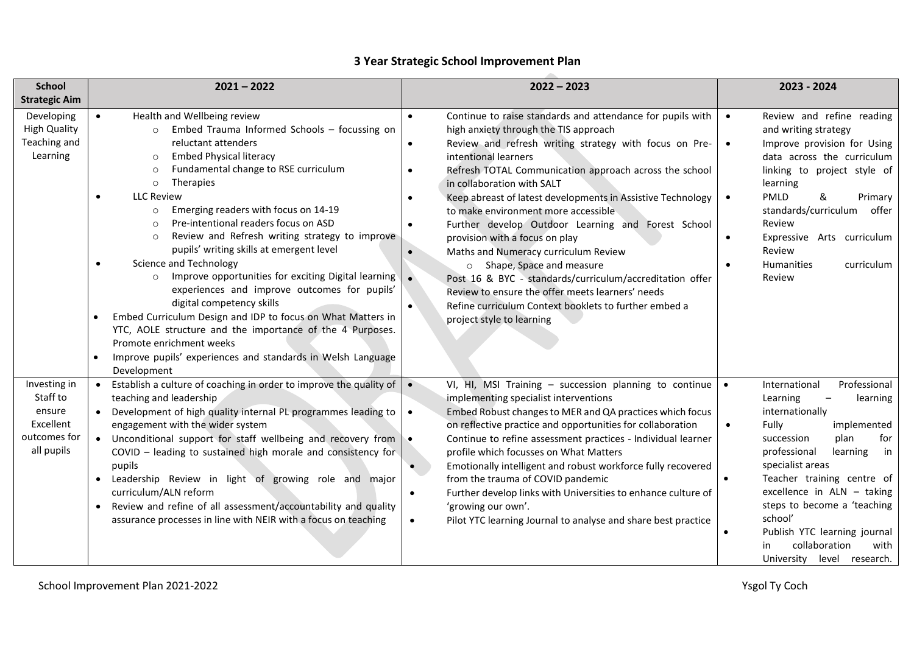# 3 Year Strategic School Improvement Plan

| School Strategic Aim | 2021 – 2022 | 2022 – 2023 | 2023 - 2024 |
|---|---|---|---|
| Developing High Quality Teaching and Learning | • Health and Wellbeing review<br>  ○ Embed Trauma Informed Schools – focussing on reluctant attenders<br>  ○ Embed Physical literacy<br>  ○ Fundamental change to RSE curriculum<br>  ○ Therapies<br>• LLC Review<br>  ○ Emerging readers with focus on 14-19<br>  ○ Pre-intentional readers focus on ASD<br>  ○ Review and Refresh writing strategy to improve pupils' writing skills at emergent level<br>• Science and Technology<br>  ○ Improve opportunities for exciting Digital learning experiences and improve outcomes for pupils' digital competency skills<br>• Embed Curriculum Design and IDP to focus on What Matters in YTC, AOLE structure and the importance of the 4 Purposes. Promote enrichment weeks<br>• Improve pupils' experiences and standards in Welsh Language Development | • Continue to raise standards and attendance for pupils with high anxiety through the TIS approach<br>• Review and refresh writing strategy with focus on Pre-intentional learners<br>• Refresh TOTAL Communication approach across the school in collaboration with SALT<br>• Keep abreast of latest developments in Assistive Technology to make environment more accessible<br>• Further develop Outdoor Learning and Forest School provision with a focus on play<br>• Maths and Numeracy curriculum Review<br>  ○ Shape, Space and measure<br>• Post 16 & BYC - standards/curriculum/accreditation offer Review to ensure the offer meets learners' needs<br>• Refine curriculum Context booklets to further embed a project style to learning | • Review and refine reading and writing strategy<br>• Improve provision for Using data across the curriculum linking to project style of learning<br>• PMLD & Primary standards/curriculum offer Review<br>• Expressive Arts curriculum Review<br>• Humanities curriculum Review |
| Investing in Staff to ensure Excellent outcomes for all pupils | • Establish a culture of coaching in order to improve the quality of teaching and leadership<br>• Development of high quality internal PL programmes leading to engagement with the wider system<br>• Unconditional support for staff wellbeing and recovery from COVID – leading to sustained high morale and consistency for pupils<br>• Leadership Review in light of growing role and major curriculum/ALN reform<br>• Review and refine of all assessment/accountability and quality assurance processes in line with NEIR with a focus on teaching | • VI, HI, MSI Training – succession planning to continue implementing specialist interventions<br>• Embed Robust changes to MER and QA practices which focus on reflective practice and opportunities for collaboration<br>• Continue to refine assessment practices - Individual learner profile which focusses on What Matters<br>• Emotionally intelligent and robust workforce fully recovered from the trauma of COVID pandemic<br>• Further develop links with Universities to enhance culture of 'growing our own'.<br>• Pilot YTC learning Journal to analyse and share best practice | • International Professional Learning – learning internationally<br>• Fully implemented succession plan for professional learning in specialist areas<br>• Teacher training centre of excellence in ALN – taking steps to become a 'teaching school'<br>• Publish YTC learning journal in collaboration with University level research. |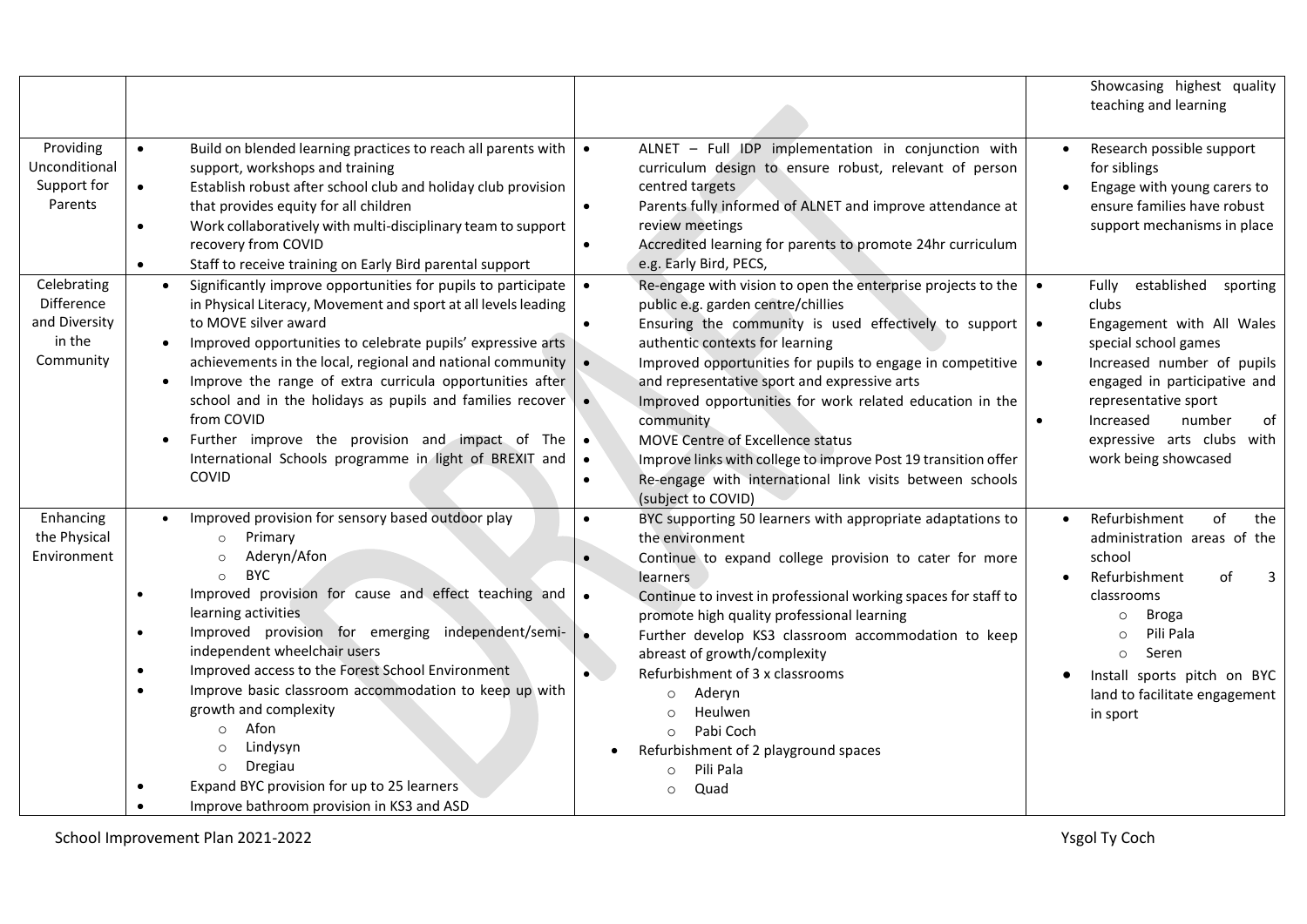| | | | |
|---|---|---|---|
| | | | Showcasing highest quality teaching and learning |
| Providing Unconditional Support for Parents | • Build on blended learning practices to reach all parents with support, workshops and training<br>• Establish robust after school club and holiday club provision that provides equity for all children<br>• Work collaboratively with multi-disciplinary team to support recovery from COVID<br>• Staff to receive training on Early Bird parental support | • ALNET – Full IDP implementation in conjunction with curriculum design to ensure robust, relevant of person centred targets<br>• Parents fully informed of ALNET and improve attendance at review meetings<br>• Accredited learning for parents to promote 24hr curriculum e.g. Early Bird, PECS, | • Research possible support for siblings<br>• Engage with young carers to ensure families have robust support mechanisms in place |
| Celebrating Difference and Diversity in the Community | • Significantly improve opportunities for pupils to participate in Physical Literacy, Movement and sport at all levels leading to MOVE silver award<br>• Improved opportunities to celebrate pupils' expressive arts achievements in the local, regional and national community<br>• Improve the range of extra curricula opportunities after school and in the holidays as pupils and families recover from COVID<br>• Further improve the provision and impact of The International Schools programme in light of BREXIT and COVID | • Re-engage with vision to open the enterprise projects to the public e.g. garden centre/chillies<br>• Ensuring the community is used effectively to support authentic contexts for learning<br>• Improved opportunities for pupils to engage in competitive and representative sport and expressive arts<br>• Improved opportunities for work related education in the community<br>• MOVE Centre of Excellence status<br>• Improve links with college to improve Post 19 transition offer<br>• Re-engage with international link visits between schools (subject to COVID) | • Fully established sporting clubs<br>• Engagement with All Wales special school games<br>• Increased number of pupils engaged in participative and representative sport<br>• Increased number of expressive arts clubs with work being showcased |
| Enhancing the Physical Environment | • Improved provision for sensory based outdoor play<br>&nbsp;&nbsp;&nbsp;&nbsp;○ Primary<br>&nbsp;&nbsp;&nbsp;&nbsp;○ Aderyn/Afon<br>&nbsp;&nbsp;&nbsp;&nbsp;○ BYC<br>• Improved provision for cause and effect teaching and learning activities<br>• Improved provision for emerging independent/semi-independent wheelchair users<br>• Improved access to the Forest School Environment<br>• Improve basic classroom accommodation to keep up with growth and complexity<br>&nbsp;&nbsp;&nbsp;&nbsp;○ Afon<br>&nbsp;&nbsp;&nbsp;&nbsp;○ Lindysyn<br>&nbsp;&nbsp;&nbsp;&nbsp;○ Dregiau<br>• Expand BYC provision for up to 25 learners<br>• Improve bathroom provision in KS3 and ASD | • BYC supporting 50 learners with appropriate adaptations to the environment<br>• Continue to expand college provision to cater for more learners<br>• Continue to invest in professional working spaces for staff to promote high quality professional learning<br>• Further develop KS3 classroom accommodation to keep abreast of growth/complexity<br>• Refurbishment of 3 x classrooms<br>&nbsp;&nbsp;&nbsp;&nbsp;○ Aderyn<br>&nbsp;&nbsp;&nbsp;&nbsp;○ Heulwen<br>&nbsp;&nbsp;&nbsp;&nbsp;○ Pabi Coch<br>• Refurbishment of 2 playground spaces<br>&nbsp;&nbsp;&nbsp;&nbsp;○ Pili Pala<br>&nbsp;&nbsp;&nbsp;&nbsp;○ Quad | • Refurbishment of the administration areas of the school<br>• Refurbishment of 3 classrooms<br>&nbsp;&nbsp;&nbsp;&nbsp;○ Broga<br>&nbsp;&nbsp;&nbsp;&nbsp;○ Pili Pala<br>&nbsp;&nbsp;&nbsp;&nbsp;○ Seren<br>• Install sports pitch on BYC land to facilitate engagement in sport |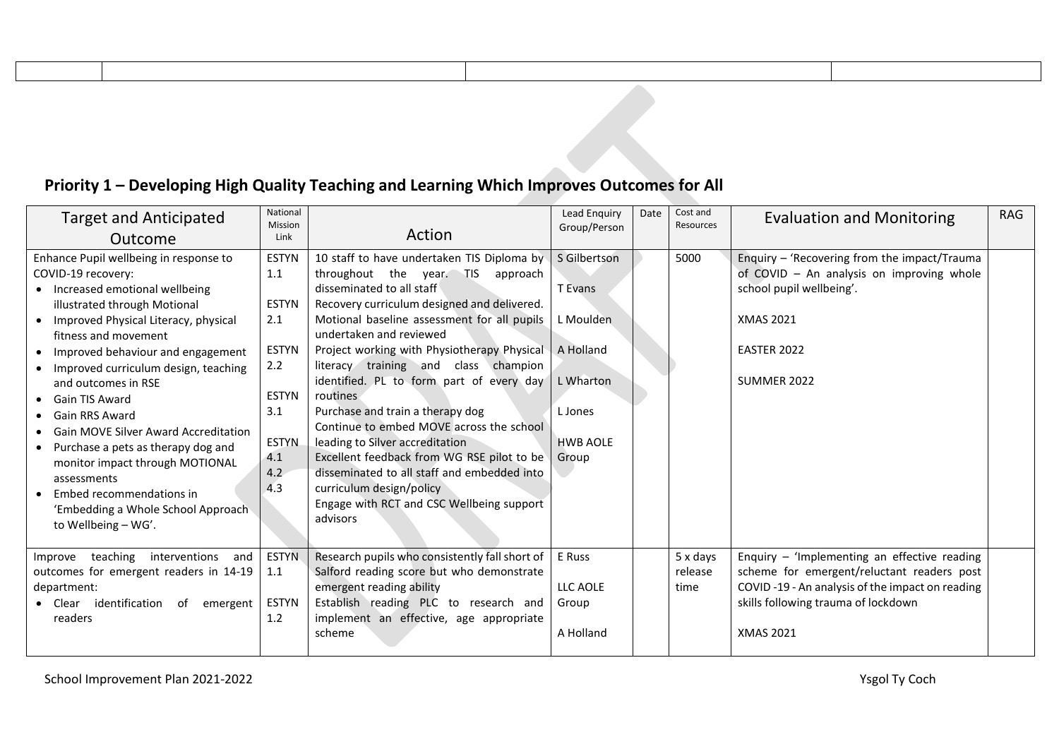## Priority 1 – Developing High Quality Teaching and Learning Which Improves Outcomes for All

| Target and Anticipated Outcome | National Mission Link | Action | Lead Enquiry Group/Person | Date | Cost and Resources | Evaluation and Monitoring | RAG |
|---|---|---|---|---|---|---|---|
| Enhance Pupil wellbeing in response to COVID-19 recovery:<br>• Increased emotional wellbeing illustrated through Motional<br>• Improved Physical Literacy, physical fitness and movement<br>• Improved behaviour and engagement<br>• Improved curriculum design, teaching and outcomes in RSE<br>• Gain TIS Award<br>• Gain RRS Award<br>• Gain MOVE Silver Award Accreditation<br>• Purchase a pets as therapy dog and monitor impact through MOTIONAL assessments<br>• Embed recommendations in 'Embedding a Whole School Approach to Wellbeing – WG'. | ESTYN 1.1<br><br>ESTYN 2.1<br><br>ESTYN 2.2<br><br>ESTYN 3.1<br><br>ESTYN 4.1<br>4.2<br>4.3 | 10 staff to have undertaken TIS Diploma by throughout the year. TIS approach disseminated to all staff<br>Recovery curriculum designed and delivered.<br>Motional baseline assessment for all pupils undertaken and reviewed<br>Project working with Physiotherapy Physical literacy training and class champion identified. PL to form part of every day routines<br>Purchase and train a therapy dog<br>Continue to embed MOVE across the school leading to Silver accreditation<br>Excellent feedback from WG RSE pilot to be disseminated to all staff and embedded into curriculum design/policy<br>Engage with RCT and CSC Wellbeing support advisors | S Gilbertson<br><br>T Evans<br><br>L Moulden<br><br>A Holland<br><br>L Wharton<br><br>L Jones<br><br>HWB AOLE Group | | 5000 | Enquiry – 'Recovering from the impact/Trauma of COVID – An analysis on improving whole school pupil wellbeing'.<br><br>XMAS 2021<br><br>EASTER 2022<br><br>SUMMER 2022 | |
| Improve teaching interventions and outcomes for emergent readers in 14-19 department:<br>• Clear identification of emergent readers | ESTYN 1.1<br><br>ESTYN 1.2 | Research pupils who consistently fall short of Salford reading score but who demonstrate emergent reading ability<br>Establish reading PLC to research and implement an effective, age appropriate scheme | E Russ<br><br>LLC AOLE Group<br><br>A Holland | | 5 x days release time | Enquiry – 'Implementing an effective reading scheme for emergent/reluctant readers post COVID -19 - An analysis of the impact on reading skills following trauma of lockdown<br><br>XMAS 2021 | |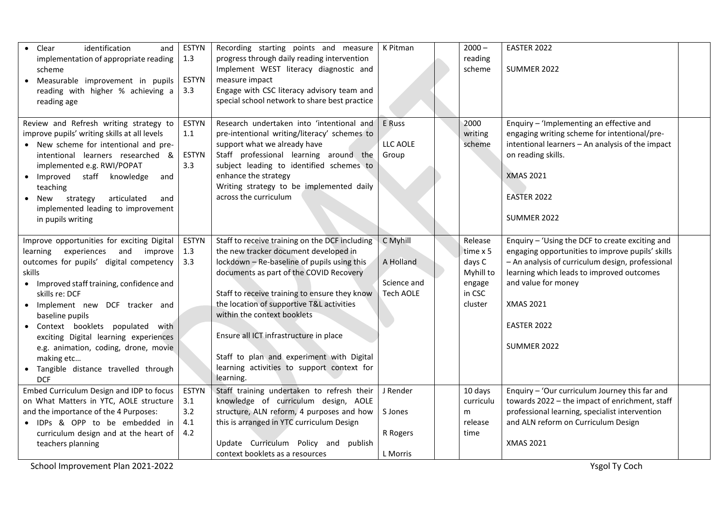| | | | | | | | |
|---|---|---|---|---|---|---|---|
| • Clear identification and implementation of appropriate reading scheme<br>• Measurable improvement in pupils reading with higher % achieving a reading age | ESTYN 1.3<br><br>ESTYN 3.3 | Recording starting points and measure progress through daily reading intervention<br>Implement WEST literacy diagnostic and measure impact<br>Engage with CSC literacy advisory team and special school network to share best practice | K Pitman | | 2000 – reading scheme | EASTER 2022<br><br>SUMMER 2022 | |
| Review and Refresh writing strategy to improve pupils' writing skills at all levels<br>• New scheme for intentional and pre-intentional learners researched & implemented e.g. RWI/POPAT<br>• Improved staff knowledge and teaching<br>• New strategy articulated and implemented leading to improvement in pupils writing | ESTYN 1.1<br><br>ESTYN 3.3 | Research undertaken into 'intentional and pre-intentional writing/literacy' schemes to support what we already have<br>Staff professional learning around the subject leading to identified schemes to enhance the strategy<br>Writing strategy to be implemented daily across the curriculum | E Russ<br><br>LLC AOLE Group | | 2000 writing scheme | Enquiry – 'Implementing an effective and engaging writing scheme for intentional/pre-intentional learners – An analysis of the impact on reading skills.<br><br>XMAS 2021<br><br>EASTER 2022<br><br>SUMMER 2022 | |
| Improve opportunities for exciting Digital learning experiences and improve outcomes for pupils' digital competency skills<br>• Improved staff training, confidence and skills re: DCF<br>• Implement new DCF tracker and baseline pupils<br>• Context booklets populated with exciting Digital learning experiences e.g. animation, coding, drone, movie making etc…<br>• Tangible distance travelled through DCF | ESTYN 1.3<br>3.3 | Staff to receive training on the DCF including the new tracker document developed in lockdown – Re-baseline of pupils using this documents as part of the COVID Recovery<br><br>Staff to receive training to ensure they know the location of supportive T&L activities within the context booklets<br><br>Ensure all ICT infrastructure in place<br><br>Staff to plan and experiment with Digital learning activities to support context for learning. | C Myhill<br><br>A Holland<br><br>Science and Tech AOLE | | Release time x 5 days C Myhill to engage in CSC cluster | Enquiry – 'Using the DCF to create exciting and engaging opportunities to improve pupils' skills – An analysis of curriculum design, professional learning which leads to improved outcomes and value for money<br><br>XMAS 2021<br><br>EASTER 2022<br><br>SUMMER 2022 | |
| Embed Curriculum Design and IDP to focus on What Matters in YTC, AOLE structure and the importance of the 4 Purposes:<br>• IDPs & OPP to be embedded in curriculum design and at the heart of teachers planning | ESTYN 3.1<br>3.2<br>4.1<br>4.2 | Staff training undertaken to refresh their knowledge of curriculum design, AOLE structure, ALN reform, 4 purposes and how this is arranged in YTC curriculum Design<br><br>Update Curriculum Policy and publish context booklets as a resources | J Render<br><br>S Jones<br><br>R Rogers<br><br>L Morris | | 10 days curriculum release time | Enquiry – 'Our curriculum Journey this far and towards 2022 – the impact of enrichment, staff professional learning, specialist intervention and ALN reform on Curriculum Design<br><br>XMAS 2021 | |

School Improvement Plan 2021-2022 — Ysgol Ty Coch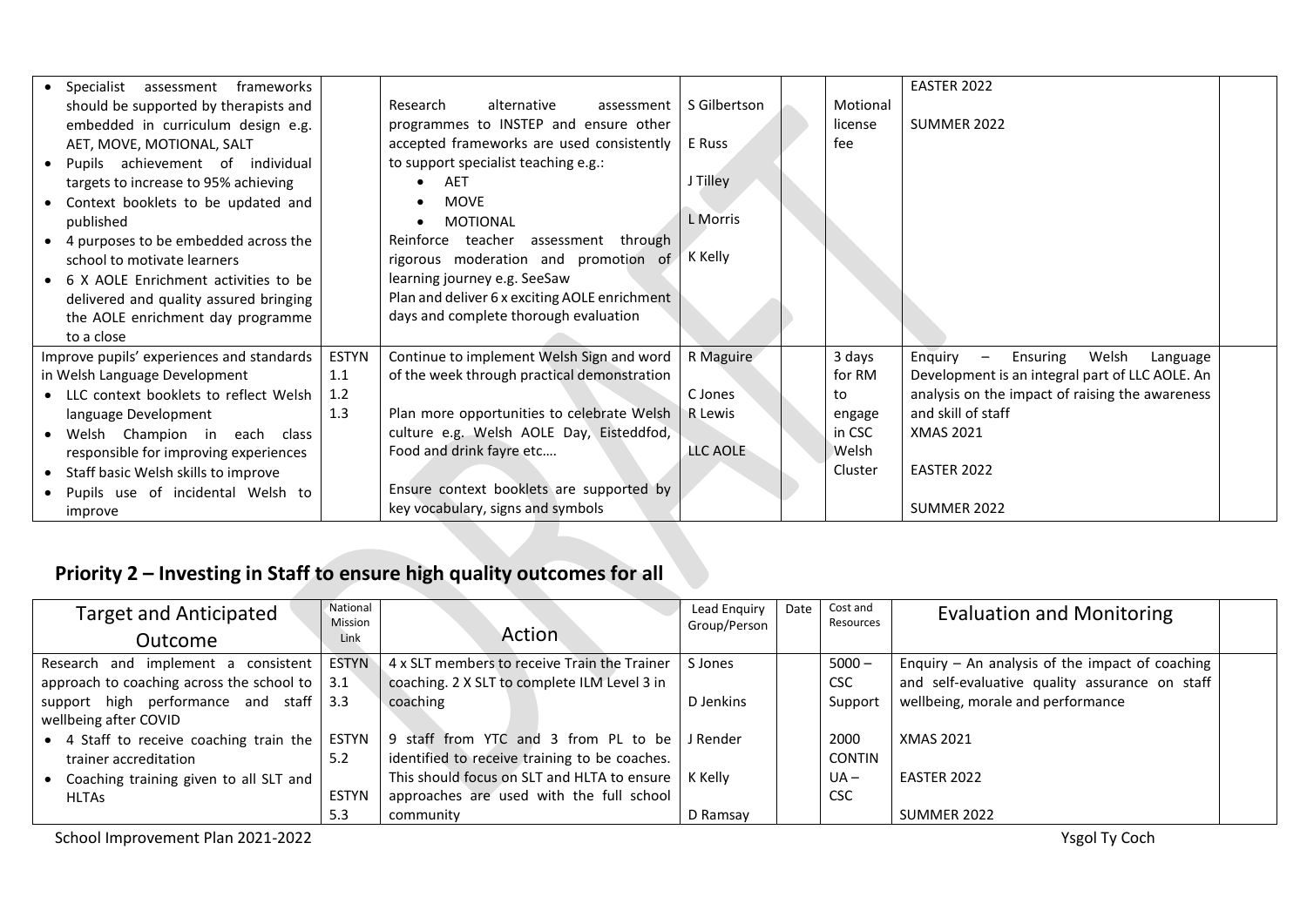| | | | | | | | |
|---|---|---|---|---|---|---|---|
| • Specialist assessment frameworks should be supported by therapists and embedded in curriculum design e.g. AET, MOVE, MOTIONAL, SALT<br>• Pupils achievement of individual targets to increase to 95% achieving<br>• Context booklets to be updated and published<br>• 4 purposes to be embedded across the school to motivate learners<br>• 6 X AOLE Enrichment activities to be delivered and quality assured bringing the AOLE enrichment day programme to a close | | Research alternative assessment programmes to INSTEP and ensure other accepted frameworks are used consistently to support specialist teaching e.g.:<br>• AET<br>• MOVE<br>• MOTIONAL<br>Reinforce teacher assessment through rigorous moderation and promotion of learning journey e.g. SeeSaw<br>Plan and deliver 6 x exciting AOLE enrichment days and complete thorough evaluation | S Gilbertson<br>E Russ<br>J Tilley<br>L Morris<br>K Kelly | | Motional license fee | EASTER 2022<br>SUMMER 2022 | |
| Improve pupils' experiences and standards in Welsh Language Development<br>• LLC context booklets to reflect Welsh language Development<br>• Welsh Champion in each class responsible for improving experiences<br>• Staff basic Welsh skills to improve<br>• Pupils use of incidental Welsh to improve | ESTYN 1.1<br>1.2<br>1.3 | Continue to implement Welsh Sign and word of the week through practical demonstration<br>Plan more opportunities to celebrate Welsh culture e.g. Welsh AOLE Day, Eisteddfod, Food and drink fayre etc….<br>Ensure context booklets are supported by key vocabulary, signs and symbols | R Maguire<br>C Jones<br>R Lewis<br>LLC AOLE | | 3 days for RM to engage in CSC Welsh Cluster | Enquiry – Ensuring Welsh Language Development is an integral part of LLC AOLE. An analysis on the impact of raising the awareness and skill of staff<br>XMAS 2021<br>EASTER 2022<br>SUMMER 2022 | |

## Priority 2 – Investing in Staff to ensure high quality outcomes for all

| Target and Anticipated Outcome | National Mission Link | Action | Lead Enquiry Group/Person | Date | Cost and Resources | Evaluation and Monitoring | |
|---|---|---|---|---|---|---|---|
| Research and implement a consistent approach to coaching across the school to support high performance and staff wellbeing after COVID<br>• 4 Staff to receive coaching train the trainer accreditation<br>• Coaching training given to all SLT and HLTAs | ESTYN 3.1<br>3.3<br>ESTYN 5.2<br>ESTYN 5.3 | 4 x SLT members to receive Train the Trainer coaching. 2 X SLT to complete ILM Level 3 in coaching<br>9 staff from YTC and 3 from PL to be identified to receive training to be coaches. This should focus on SLT and HLTA to ensure approaches are used with the full school community | S Jones<br>D Jenkins<br>J Render<br>K Kelly<br>D Ramsay | | 5000 – CSC Support<br>2000 CONTINUA – CSC | Enquiry – An analysis of the impact of coaching and self-evaluative quality assurance on staff wellbeing, morale and performance<br>XMAS 2021<br>EASTER 2022<br>SUMMER 2022 | |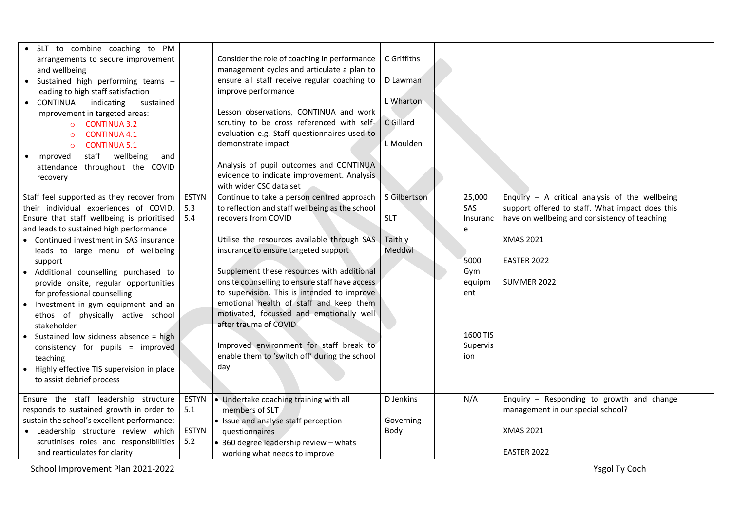| | | | | | | | |
|---|---|---|---|---|---|---|---|
| • SLT to combine coaching to PM arrangements to secure improvement and wellbeing<br>• Sustained high performing teams – leading to high staff satisfaction<br>• CONTINUA indicating sustained improvement in targeted areas:<br>  ○ CONTINUA 3.2<br>  ○ CONTINUA 4.1<br>  ○ CONTINUA 5.1<br>• Improved staff wellbeing and attendance throughout the COVID recovery | | Consider the role of coaching in performance management cycles and articulate a plan to ensure all staff receive regular coaching to improve performance<br><br>Lesson observations, CONTINUA and work scrutiny to be cross referenced with self-evaluation e.g. Staff questionnaires used to demonstrate impact<br><br>Analysis of pupil outcomes and CONTINUA evidence to indicate improvement. Analysis with wider CSC data set | C Griffiths<br><br>D Lawman<br><br>L Wharton<br><br>C Gillard<br><br>L Moulden | | | | |
| Staff feel supported as they recover from their individual experiences of COVID. Ensure that staff wellbeing is prioritised and leads to sustained high performance<br>• Continued investment in SAS insurance leads to large menu of wellbeing support<br>• Additional counselling purchased to provide onsite, regular opportunities for professional counselling<br>• Investment in gym equipment and an ethos of physically active school stakeholder<br>• Sustained low sickness absence = high consistency for pupils = improved teaching<br>• Highly effective TIS supervision in place to assist debrief process | ESTYN 5.3<br>5.4 | Continue to take a person centred approach to reflection and staff wellbeing as the school recovers from COVID<br><br>Utilise the resources available through SAS insurance to ensure targeted support<br><br>Supplement these resources with additional onsite counselling to ensure staff have access to supervision. This is intended to improve emotional health of staff and keep them motivated, focussed and emotionally well after trauma of COVID<br><br>Improved environment for staff break to enable them to 'switch off' during the school day | S Gilbertson<br><br>SLT<br><br>Taith y Meddwl | | 25,000 SAS Insurance<br><br>5000 Gym equipment<br><br>1600 TIS Supervision | Enquiry – A critical analysis of the wellbeing support offered to staff. What impact does this have on wellbeing and consistency of teaching<br><br>XMAS 2021<br><br>EASTER 2022<br><br>SUMMER 2022 | |
| Ensure the staff leadership structure responds to sustained growth in order to sustain the school's excellent performance:<br>• Leadership structure review which scrutinises roles and responsibilities and rearticulates for clarity | ESTYN 5.1<br><br>ESTYN 5.2 | • Undertake coaching training with all members of SLT<br>• Issue and analyse staff perception questionnaires<br>• 360 degree leadership review – whats working what needs to improve | D Jenkins<br><br>Governing Body | | N/A | Enquiry – Responding to growth and change management in our special school?<br><br>XMAS 2021<br><br>EASTER 2022 | |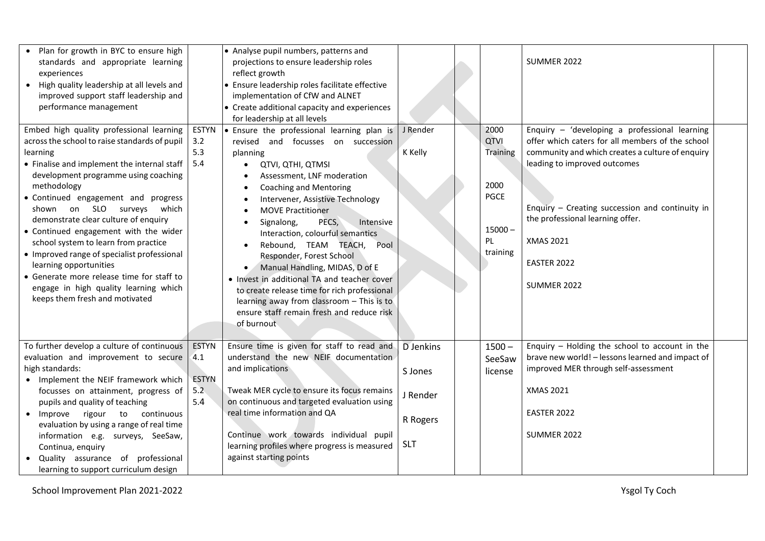| | | | | | | | |
|---|---|---|---|---|---|---|---|
| • Plan for growth in BYC to ensure high standards and appropriate learning experiences<br>• High quality leadership at all levels and improved support staff leadership and performance management | | • Analyse pupil numbers, patterns and projections to ensure leadership roles reflect growth<br>• Ensure leadership roles facilitate effective implementation of CfW and ALNET<br>• Create additional capacity and experiences for leadership at all levels | | | | SUMMER 2022 | |
| Embed high quality professional learning across the school to raise standards of pupil learning<br>• Finalise and implement the internal staff development programme using coaching methodology<br>• Continued engagement and progress shown on SLO surveys which demonstrate clear culture of enquiry<br>• Continued engagement with the wider school system to learn from practice<br>• Improved range of specialist professional learning opportunities<br>• Generate more release time for staff to engage in high quality learning which keeps them fresh and motivated | ESTYN 3.2<br>5.3<br>5.4 | • Ensure the professional learning plan is revised and focusses on succession planning<br>  • QTVI, QTHI, QTMSI<br>  • Assessment, LNF moderation<br>  • Coaching and Mentoring<br>  • Intervener, Assistive Technology<br>  • MOVE Practitioner<br>  • Signalong, PECS, Intensive Interaction, colourful semantics<br>  • Rebound, TEAM TEACH, Pool Responder, Forest School<br>  • Manual Handling, MIDAS, D of E<br>• Invest in additional TA and teacher cover to create release time for rich professional learning away from classroom – This is to ensure staff remain fresh and reduce risk of burnout | J Render<br><br>K Kelly | | 2000 QTVI Training<br><br>2000 PGCE<br><br>15000 – PL training | Enquiry – 'developing a professional learning offer which caters for all members of the school community and which creates a culture of enquiry leading to improved outcomes<br><br>Enquiry – Creating succession and continuity in the professional learning offer.<br><br>XMAS 2021<br><br>EASTER 2022<br><br>SUMMER 2022 | |
| To further develop a culture of continuous evaluation and improvement to secure high standards:<br>• Implement the NEIF framework which focusses on attainment, progress of pupils and quality of teaching<br>• Improve rigour to continuous evaluation by using a range of real time information e.g. surveys, SeeSaw, Continua, enquiry<br>• Quality assurance of professional learning to support curriculum design | ESTYN 4.1<br><br>ESTYN 5.2<br>5.4 | Ensure time is given for staff to read and understand the new NEIF documentation and implications<br><br>Tweak MER cycle to ensure its focus remains on continuous and targeted evaluation using real time information and QA<br><br>Continue work towards individual pupil learning profiles where progress is measured against starting points | D Jenkins<br><br>S Jones<br><br>J Render<br><br>R Rogers<br><br>SLT | | 1500 – SeeSaw license | Enquiry – Holding the school to account in the brave new world! – lessons learned and impact of improved MER through self-assessment<br><br>XMAS 2021<br><br>EASTER 2022<br><br>SUMMER 2022 | |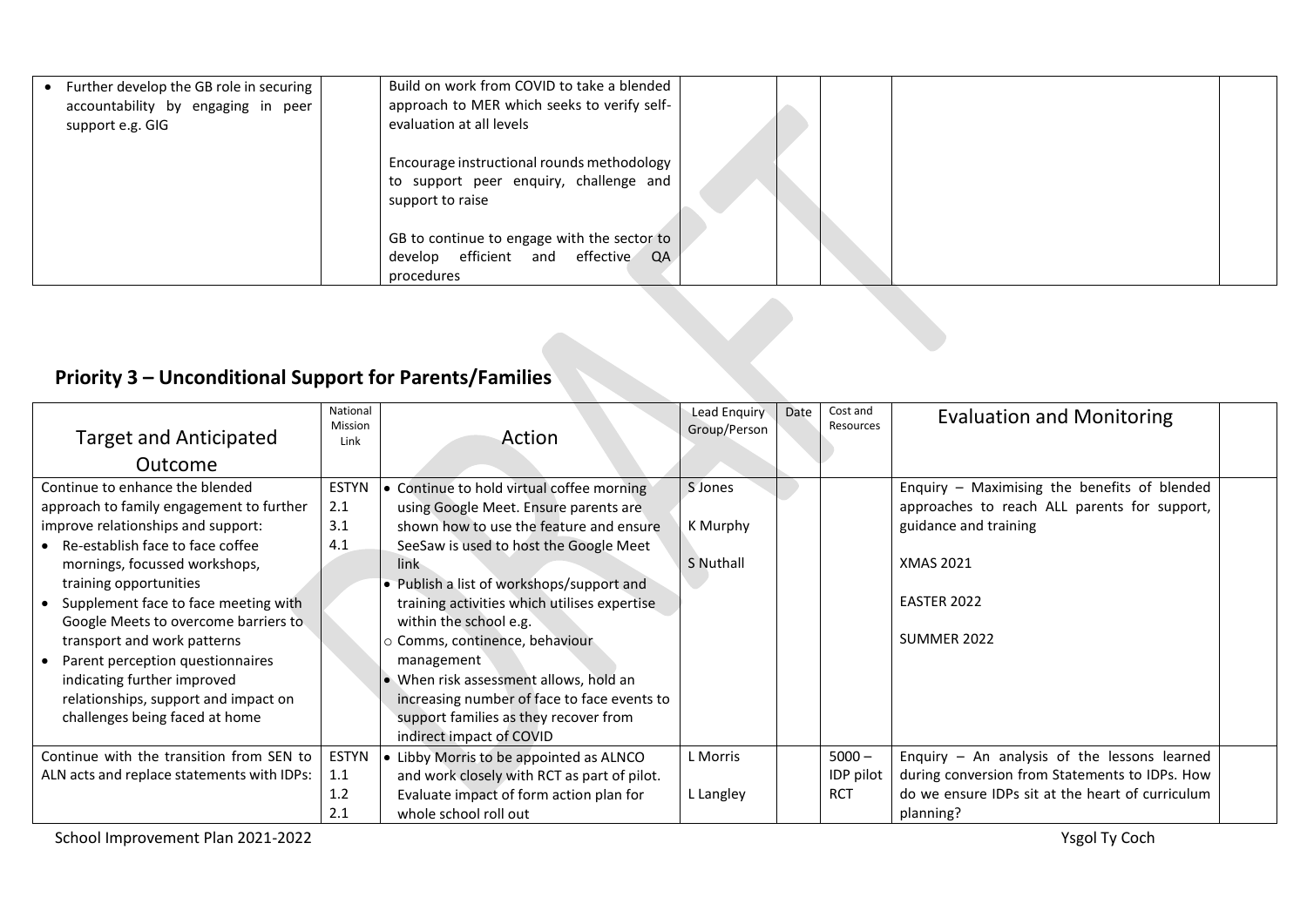| Further develop the GB role in securing accountability by engaging in peer support e.g. GIG | | Build on work from COVID to take a blended approach to MER which seeks to verify self-evaluation at all levels<br><br>Encourage instructional rounds methodology to support peer enquiry, challenge and support to raise<br><br>GB to continue to engage with the sector to develop efficient and effective QA procedures | | | | | |
|---|---|---|---|---|---|---|---|

## Priority 3 – Unconditional Support for Parents/Families

| Target and Anticipated Outcome | National Mission Link | Action | Lead Enquiry Group/Person | Date | Cost and Resources | Evaluation and Monitoring | |
|---|---|---|---|---|---|---|---|
| Continue to enhance the blended approach to family engagement to further improve relationships and support:<br>• Re-establish face to face coffee mornings, focussed workshops, training opportunities<br>• Supplement face to face meeting with Google Meets to overcome barriers to transport and work patterns<br>• Parent perception questionnaires indicating further improved relationships, support and impact on challenges being faced at home | ESTYN 2.1<br>3.1<br>4.1 | • Continue to hold virtual coffee morning using Google Meet. Ensure parents are shown how to use the feature and ensure SeeSaw is used to host the Google Meet link<br>• Publish a list of workshops/support and training activities which utilises expertise within the school e.g.<br>○ Comms, continence, behaviour management<br>• When risk assessment allows, hold an increasing number of face to face events to support families as they recover from indirect impact of COVID | S Jones<br><br>K Murphy<br><br>S Nuthall | | | Enquiry – Maximising the benefits of blended approaches to reach ALL parents for support, guidance and training<br><br>XMAS 2021<br><br>EASTER 2022<br><br>SUMMER 2022 | |
| Continue with the transition from SEN to ALN acts and replace statements with IDPs: | ESTYN 1.1<br>1.2<br>2.1 | • Libby Morris to be appointed as ALNCO and work closely with RCT as part of pilot. Evaluate impact of form action plan for whole school roll out | L Morris<br><br>L Langley | | 5000 – IDP pilot RCT | Enquiry – An analysis of the lessons learned during conversion from Statements to IDPs. How do we ensure IDPs sit at the heart of curriculum planning? | |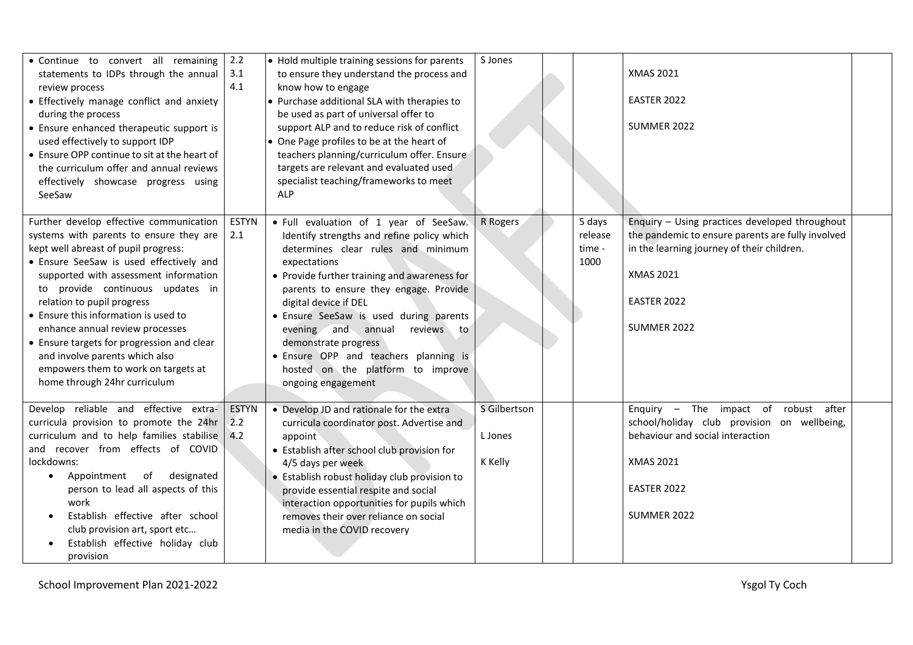| | | | | | | | |
|---|---|---|---|---|---|---|---|
| • Continue to convert all remaining statements to IDPs through the annual review process<br>• Effectively manage conflict and anxiety during the process<br>• Ensure enhanced therapeutic support is used effectively to support IDP<br>• Ensure OPP continue to sit at the heart of the curriculum offer and annual reviews effectively showcase progress using SeeSaw | 2.2<br>3.1<br>4.1 | • Hold multiple training sessions for parents to ensure they understand the process and know how to engage<br>• Purchase additional SLA with therapies to be used as part of universal offer to support ALP and to reduce risk of conflict<br>• One Page profiles to be at the heart of teachers planning/curriculum offer. Ensure targets are relevant and evaluated used specialist teaching/frameworks to meet ALP | S Jones | | | XMAS 2021<br><br>EASTER 2022<br><br>SUMMER 2022 | |
| Further develop effective communication systems with parents to ensure they are kept well abreast of pupil progress:<br>• Ensure SeeSaw is used effectively and supported with assessment information to provide continuous updates in relation to pupil progress<br>• Ensure this information is used to enhance annual review processes<br>• Ensure targets for progression and clear and involve parents which also empowers them to work on targets at home through 24hr curriculum | ESTYN 2.1 | • Full evaluation of 1 year of SeeSaw. Identify strengths and refine policy which determines clear rules and minimum expectations<br>• Provide further training and awareness for parents to ensure they engage. Provide digital device if DEL<br>• Ensure SeeSaw is used during parents evening and annual reviews to demonstrate progress<br>• Ensure OPP and teachers planning is hosted on the platform to improve ongoing engagement | R Rogers | | 5 days release time - 1000 | Enquiry – Using practices developed throughout the pandemic to ensure parents are fully involved in the learning journey of their children.<br><br>XMAS 2021<br><br>EASTER 2022<br><br>SUMMER 2022 | |
| Develop reliable and effective extra-curricula provision to promote the 24hr curriculum and to help families stabilise and recover from effects of COVID lockdowns:<br>• Appointment of designated person to lead all aspects of this work<br>• Establish effective after school club provision art, sport etc…<br>• Establish effective holiday club provision | ESTYN 2.2<br>4.2 | • Develop JD and rationale for the extra curricula coordinator post. Advertise and appoint<br>• Establish after school club provision for 4/5 days per week<br>• Establish robust holiday club provision to provide essential respite and social interaction opportunities for pupils which removes their over reliance on social media in the COVID recovery | S Gilbertson<br><br>L Jones<br><br>K Kelly | | | Enquiry – The impact of robust after school/holiday club provision on wellbeing, behaviour and social interaction<br><br>XMAS 2021<br><br>EASTER 2022<br><br>SUMMER 2022 | |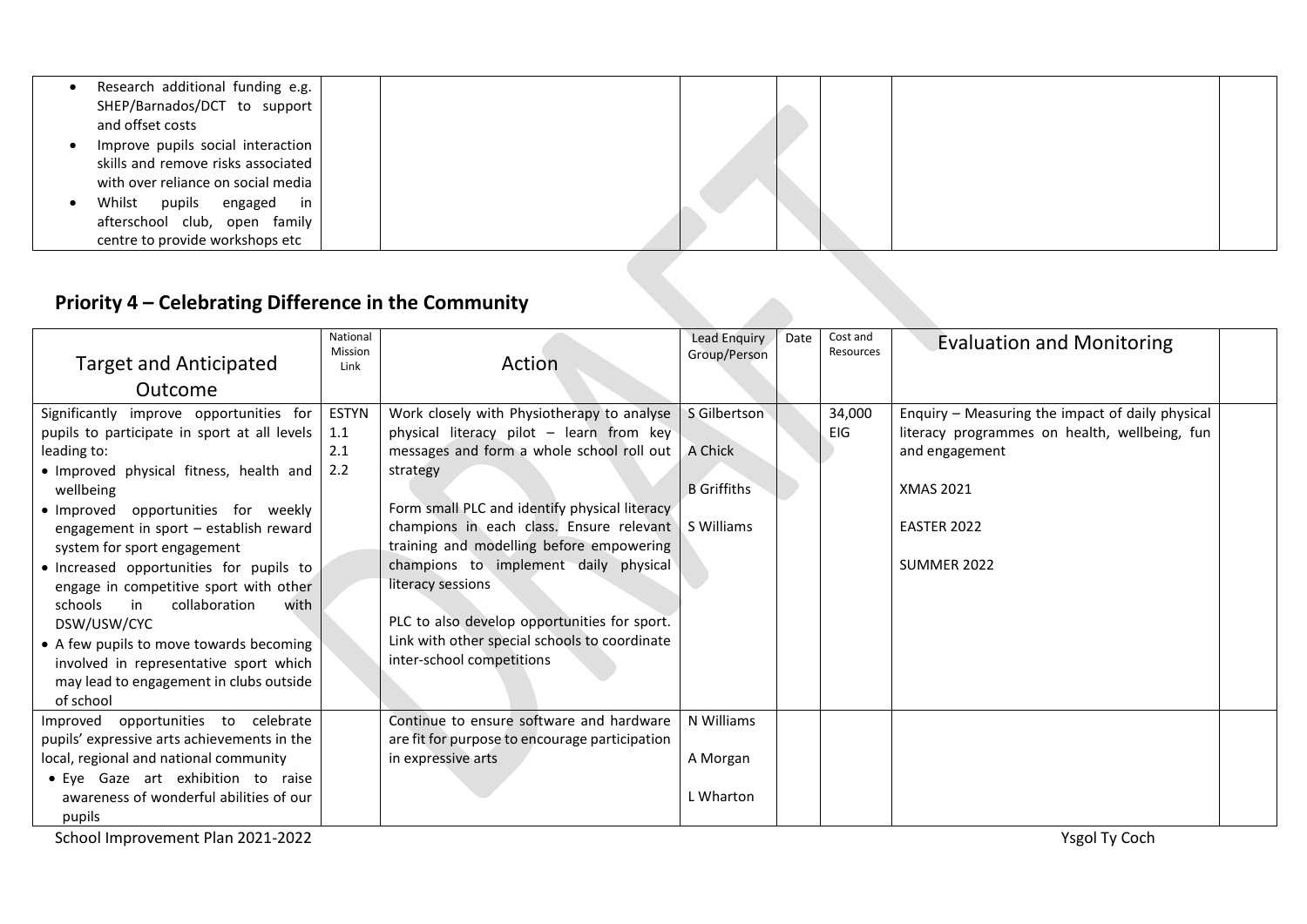| | | | | | | | |
|---|---|---|---|---|---|---|---|
| • Research additional funding e.g. SHEP/Barnados/DCT to support and offset costs<br>• Improve pupils social interaction skills and remove risks associated with over reliance on social media<br>• Whilst pupils engaged in afterschool club, open family centre to provide workshops etc | | | | | | | |

## Priority 4 – Celebrating Difference in the Community

| Target and Anticipated Outcome | National Mission Link | Action | Lead Enquiry Group/Person | Date | Cost and Resources | Evaluation and Monitoring | |
|---|---|---|---|---|---|---|---|
| Significantly improve opportunities for pupils to participate in sport at all levels leading to:<br>• Improved physical fitness, health and wellbeing<br>• Improved opportunities for weekly engagement in sport – establish reward system for sport engagement<br>• Increased opportunities for pupils to engage in competitive sport with other schools in collaboration with DSW/USW/CYC<br>• A few pupils to move towards becoming involved in representative sport which may lead to engagement in clubs outside of school | ESTYN 1.1 2.1 2.2 | Work closely with Physiotherapy to analyse physical literacy pilot – learn from key messages and form a whole school roll out strategy<br><br>Form small PLC and identify physical literacy champions in each class. Ensure relevant training and modelling before empowering champions to implement daily physical literacy sessions<br><br>PLC to also develop opportunities for sport. Link with other special schools to coordinate inter-school competitions | S Gilbertson<br><br>A Chick<br><br>B Griffiths<br><br>S Williams | | 34,000 EIG | Enquiry – Measuring the impact of daily physical literacy programmes on health, wellbeing, fun and engagement<br><br>XMAS 2021<br><br>EASTER 2022<br><br>SUMMER 2022 | |
| Improved opportunities to celebrate pupils' expressive arts achievements in the local, regional and national community<br>• Eye Gaze art exhibition to raise awareness of wonderful abilities of our pupils | | Continue to ensure software and hardware are fit for purpose to encourage participation in expressive arts | N Williams<br><br>A Morgan<br><br>L Wharton | | | | |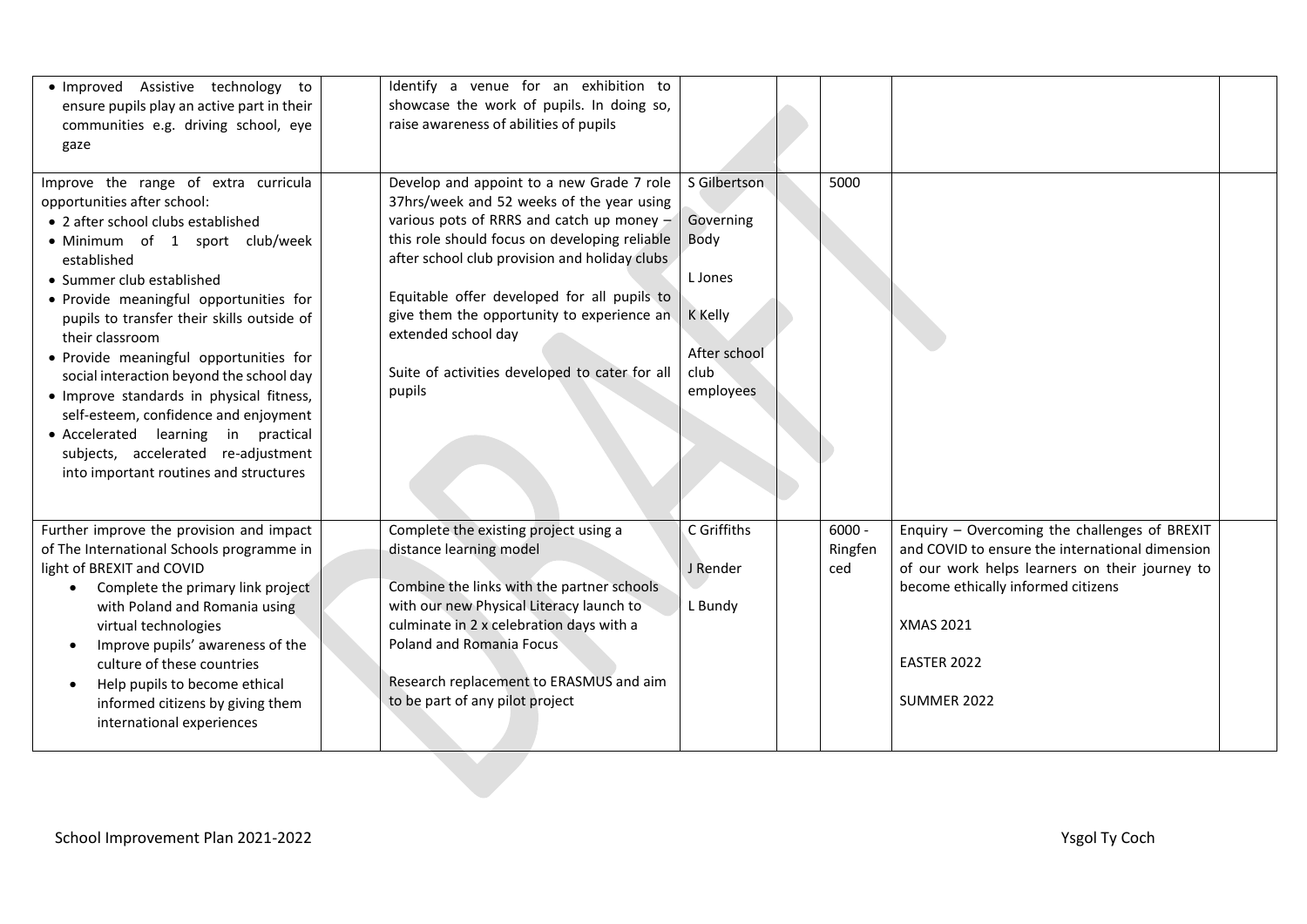| | | | | | | | |
|---|---|---|---|---|---|---|---|
| • Improved Assistive technology to ensure pupils play an active part in their communities e.g. driving school, eye gaze | | Identify a venue for an exhibition to showcase the work of pupils. In doing so, raise awareness of abilities of pupils | | | | | |
| Improve the range of extra curricula opportunities after school:<br>• 2 after school clubs established<br>• Minimum of 1 sport club/week established<br>• Summer club established<br>• Provide meaningful opportunities for pupils to transfer their skills outside of their classroom<br>• Provide meaningful opportunities for social interaction beyond the school day<br>• Improve standards in physical fitness, self-esteem, confidence and enjoyment<br>• Accelerated learning in practical subjects, accelerated re-adjustment into important routines and structures | | Develop and appoint to a new Grade 7 role 37hrs/week and 52 weeks of the year using various pots of RRRS and catch up money – this role should focus on developing reliable after school club provision and holiday clubs<br><br>Equitable offer developed for all pupils to give them the opportunity to experience an extended school day<br><br>Suite of activities developed to cater for all pupils | S Gilbertson<br><br>Governing Body<br><br>L Jones<br><br>K Kelly<br><br>After school club employees | | 5000 | | |
| Further improve the provision and impact of The International Schools programme in light of BREXIT and COVID<br>• Complete the primary link project with Poland and Romania using virtual technologies<br>• Improve pupils' awareness of the culture of these countries<br>• Help pupils to become ethical informed citizens by giving them international experiences | | Complete the existing project using a distance learning model<br><br>Combine the links with the partner schools with our new Physical Literacy launch to culminate in 2 x celebration days with a Poland and Romania Focus<br><br>Research replacement to ERASMUS and aim to be part of any pilot project | C Griffiths<br><br>J Render<br><br>L Bundy | | 6000 - Ringfenced | Enquiry – Overcoming the challenges of BREXIT and COVID to ensure the international dimension of our work helps learners on their journey to become ethically informed citizens<br><br>XMAS 2021<br><br>EASTER 2022<br><br>SUMMER 2022 | |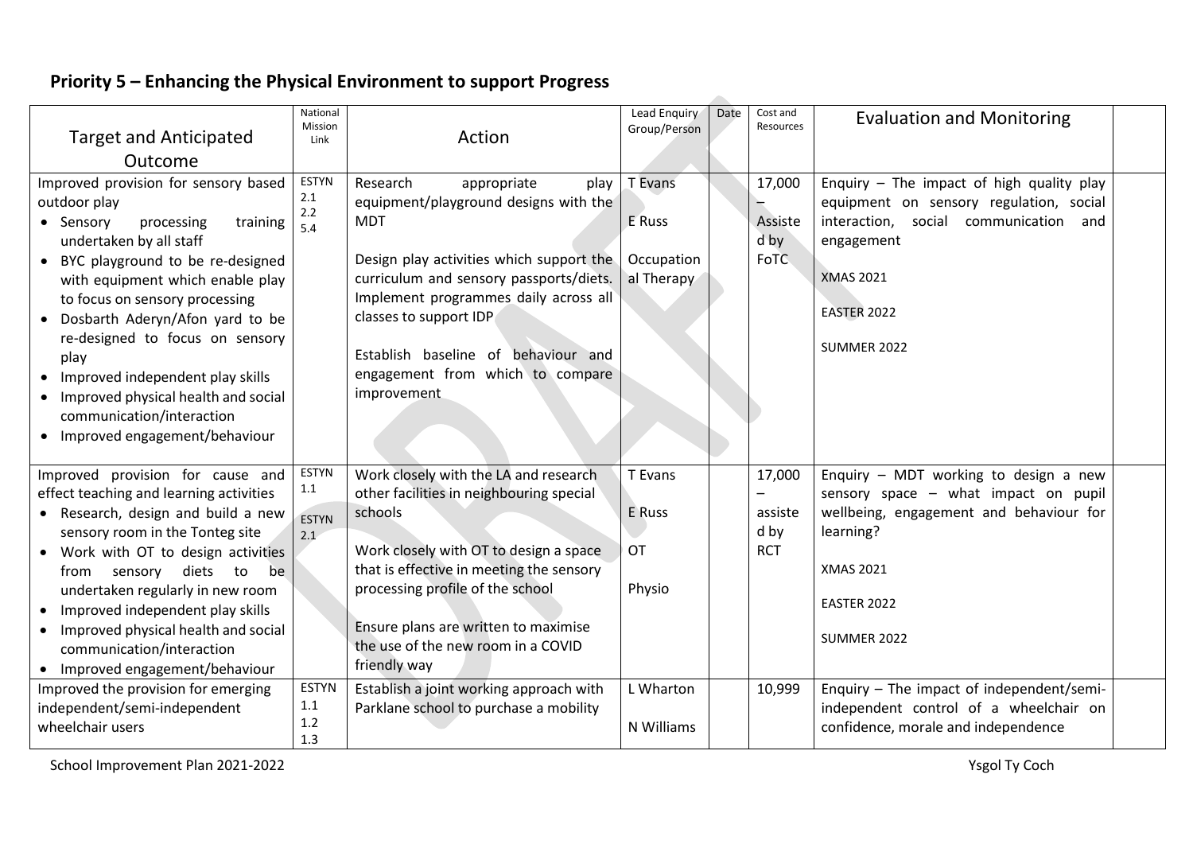## Priority 5 – Enhancing the Physical Environment to support Progress

| Target and Anticipated Outcome | National Mission Link | Action | Lead Enquiry Group/Person | Date | Cost and Resources | Evaluation and Monitoring | |
|---|---|---|---|---|---|---|---|
| Improved provision for sensory based outdoor play<br>• Sensory processing training undertaken by all staff<br>• BYC playground to be re-designed with equipment which enable play to focus on sensory processing<br>• Dosbarth Aderyn/Afon yard to be re-designed to focus on sensory play<br>• Improved independent play skills<br>• Improved physical health and social communication/interaction<br>• Improved engagement/behaviour | ESTYN 2.1 2.2 5.4 | Research appropriate play equipment/playground designs with the MDT<br><br>Design play activities which support the curriculum and sensory passports/diets. Implement programmes daily across all classes to support IDP<br><br>Establish baseline of behaviour and engagement from which to compare improvement | T Evans<br><br>E Russ<br><br>Occupational Therapy | | 17,000 – Assisted by FoTC | Enquiry – The impact of high quality play equipment on sensory regulation, social interaction, social communication and engagement<br><br>XMAS 2021<br><br>EASTER 2022<br><br>SUMMER 2022 | |
| Improved provision for cause and effect teaching and learning activities<br>• Research, design and build a new sensory room in the Tonteg site<br>• Work with OT to design activities from sensory diets to be undertaken regularly in new room<br>• Improved independent play skills<br>• Improved physical health and social communication/interaction<br>• Improved engagement/behaviour | ESTYN 1.1<br><br>ESTYN 2.1 | Work closely with the LA and research other facilities in neighbouring special schools<br><br>Work closely with OT to design a space that is effective in meeting the sensory processing profile of the school<br><br>Ensure plans are written to maximise the use of the new room in a COVID friendly way | T Evans<br><br>E Russ<br><br>OT<br><br>Physio | | 17,000 – assisted by RCT | Enquiry – MDT working to design a new sensory space – what impact on pupil wellbeing, engagement and behaviour for learning?<br><br>XMAS 2021<br><br>EASTER 2022<br><br>SUMMER 2022 | |
| Improved the provision for emerging independent/semi-independent wheelchair users | ESTYN 1.1 1.2 1.3 | Establish a joint working approach with Parklane school to purchase a mobility | L Wharton<br><br>N Williams | | 10,999 | Enquiry – The impact of independent/semi-independent control of a wheelchair on confidence, morale and independence | |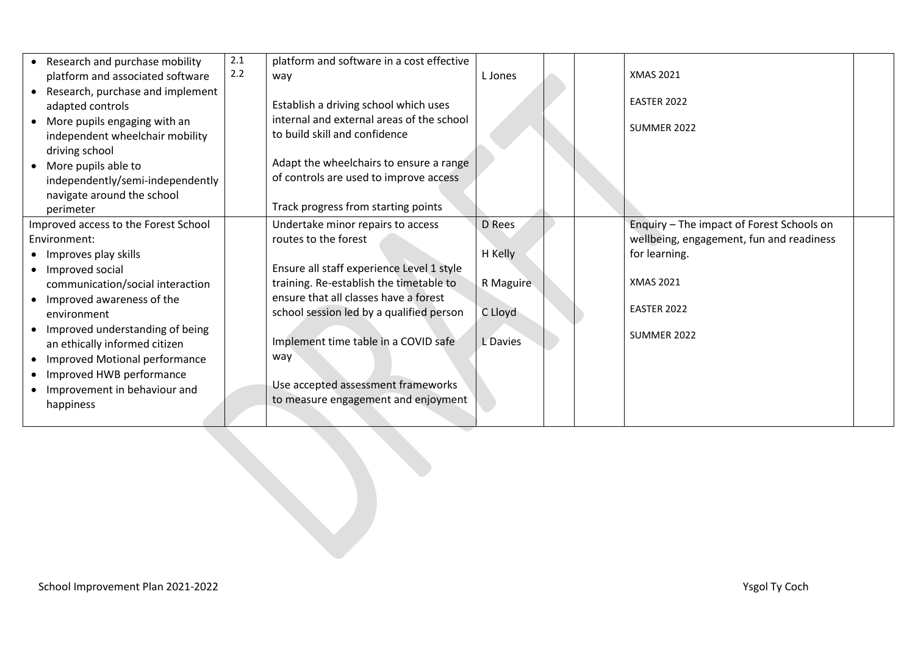| | | | | | | | |
|---|---|---|---|---|---|---|---|
| • Research and purchase mobility platform and associated software<br>• Research, purchase and implement adapted controls<br>• More pupils engaging with an independent wheelchair mobility driving school<br>• More pupils able to independently/semi-independently navigate around the school perimeter | 2.1<br>2.2 | platform and software in a cost effective way<br><br>Establish a driving school which uses internal and external areas of the school to build skill and confidence<br><br>Adapt the wheelchairs to ensure a range of controls are used to improve access<br><br>Track progress from starting points | L Jones | | | XMAS 2021<br><br>EASTER 2022<br><br>SUMMER 2022 | |
| Improved access to the Forest School Environment:<br>• Improves play skills<br>• Improved social communication/social interaction<br>• Improved awareness of the environment<br>• Improved understanding of being an ethically informed citizen<br>• Improved Motional performance<br>• Improved HWB performance<br>• Improvement in behaviour and happiness | | Undertake minor repairs to access routes to the forest<br><br>Ensure all staff experience Level 1 style training. Re-establish the timetable to ensure that all classes have a forest school session led by a qualified person<br><br>Implement time table in a COVID safe way<br><br>Use accepted assessment frameworks to measure engagement and enjoyment | D Rees<br><br>H Kelly<br><br>R Maguire<br><br>C Lloyd<br><br>L Davies | | | Enquiry – The impact of Forest Schools on wellbeing, engagement, fun and readiness for learning.<br><br>XMAS 2021<br><br>EASTER 2022<br><br>SUMMER 2022 | |